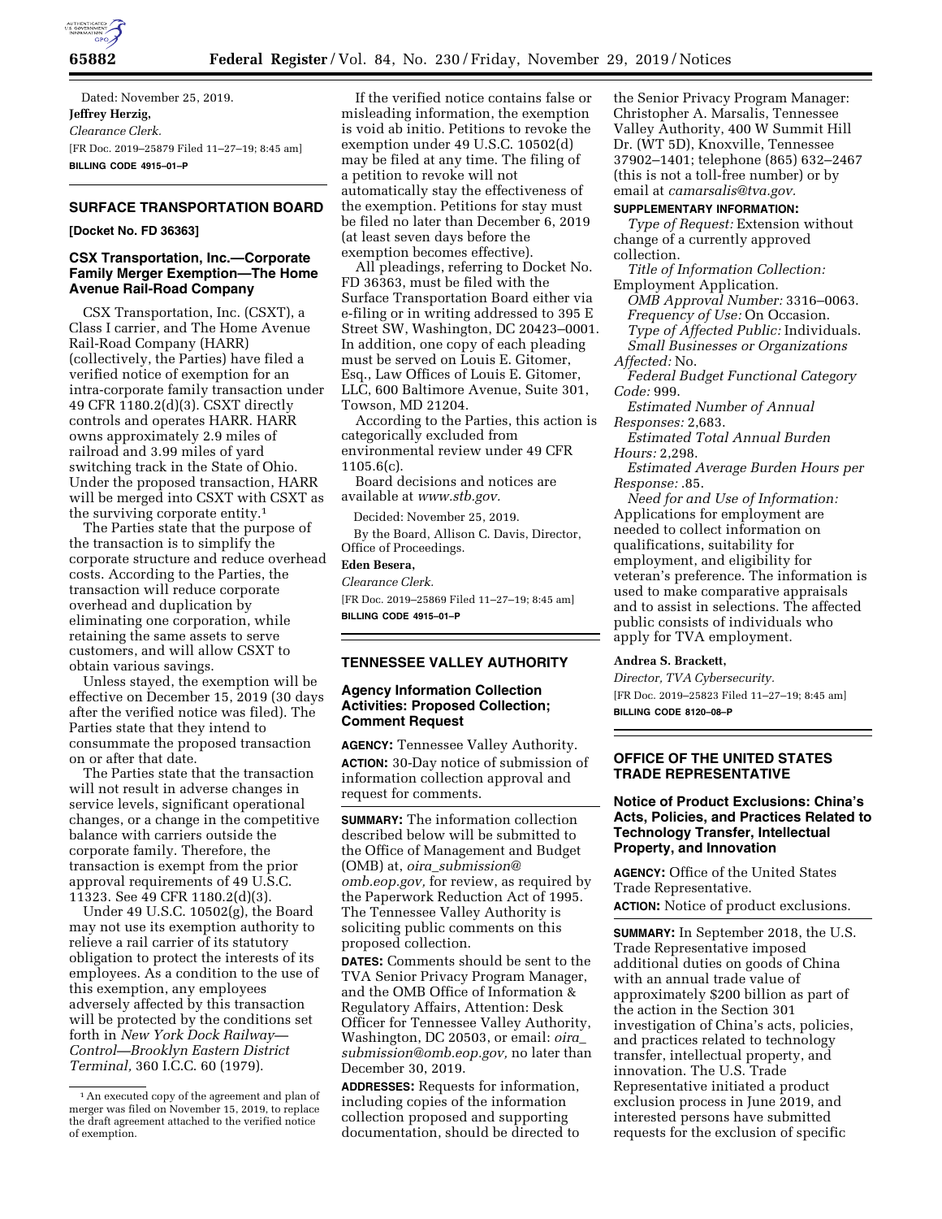Dated: November 25, 2019.

**Jeffrey Herzig,**

*Clearance Clerk.*

[FR Doc. 2019–25879 Filed 11–27–19; 8:45 am]

**BILLING CODE 4915–01–P**

## SURFACE TRANSPORTATION BOARD

**[Docket No. FD 36363]**

### CSX Transportation, Inc.—Corporate Family Merger Exemption—The Home Avenue Rail-Road Company

CSX Transportation, Inc. (CSXT), a Class I carrier, and The Home Avenue Rail-Road Company (HARR) (collectively, the Parties) have filed a verified notice of exemption for an intra-corporate family transaction under 49 CFR 1180.2(d)(3). CSXT directly controls and operates HARR. HARR owns approximately 2.9 miles of railroad and 3.99 miles of yard switching track in the State of Ohio. Under the proposed transaction, HARR will be merged into CSXT with CSXT as the surviving corporate entity.[1]

The Parties state that the purpose of the transaction is to simplify the corporate structure and reduce overhead costs. According to the Parties, the transaction will reduce corporate overhead and duplication by eliminating one corporation, while retaining the same assets to serve customers, and will allow CSXT to obtain various savings.

Unless stayed, the exemption will be effective on December 15, 2019 (30 days after the verified notice was filed). The Parties state that they intend to consummate the proposed transaction on or after that date.

The Parties state that the transaction will not result in adverse changes in service levels, significant operational changes, or a change in the competitive balance with carriers outside the corporate family. Therefore, the transaction is exempt from the prior approval requirements of 49 U.S.C. 11323. See 49 CFR 1180.2(d)(3).

Under 49 U.S.C. 10502(g), the Board may not use its exemption authority to relieve a rail carrier of its statutory obligation to protect the interests of its employees. As a condition to the use of this exemption, any employees adversely affected by this transaction will be protected by the conditions set forth in *New York Dock Railway—Control—Brooklyn Eastern District Terminal,* 360 I.C.C. 60 (1979).

If the verified notice contains false or misleading information, the exemption is void ab initio. Petitions to revoke the exemption under 49 U.S.C. 10502(d) may be filed at any time. The filing of a petition to revoke will not automatically stay the effectiveness of the exemption. Petitions for stay must be filed no later than December 6, 2019 (at least seven days before the exemption becomes effective).

All pleadings, referring to Docket No. FD 36363, must be filed with the Surface Transportation Board either via e-filing or in writing addressed to 395 E Street SW, Washington, DC 20423–0001. In addition, one copy of each pleading must be served on Louis E. Gitomer, Esq., Law Offices of Louis E. Gitomer, LLC, 600 Baltimore Avenue, Suite 301, Towson, MD 21204.

According to the Parties, this action is categorically excluded from environmental review under 49 CFR 1105.6(c).

Board decisions and notices are available at *www.stb.gov.*

Decided: November 25, 2019.

By the Board, Allison C. Davis, Director, Office of Proceedings.

**Eden Besera,**

*Clearance Clerk.*

[FR Doc. 2019–25869 Filed 11–27–19; 8:45 am]

**BILLING CODE 4915–01–P**

[1] An executed copy of the agreement and plan of merger was filed on November 15, 2019, to replace the draft agreement attached to the verified notice of exemption.

## TENNESSEE VALLEY AUTHORITY

### Agency Information Collection Activities: Proposed Collection; Comment Request

**AGENCY:** Tennessee Valley Authority.

**ACTION:** 30-Day notice of submission of information collection approval and request for comments.

**SUMMARY:** The information collection described below will be submitted to the Office of Management and Budget (OMB) at, *oira_submission@omb.eop.gov,* for review, as required by the Paperwork Reduction Act of 1995. The Tennessee Valley Authority is soliciting public comments on this proposed collection.

**DATES:** Comments should be sent to the TVA Senior Privacy Program Manager, and the OMB Office of Information & Regulatory Affairs, Attention: Desk Officer for Tennessee Valley Authority, Washington, DC 20503, or email: *oira_submission@omb.eop.gov,* no later than December 30, 2019.

**ADDRESSES:** Requests for information, including copies of the information collection proposed and supporting documentation, should be directed to the Senior Privacy Program Manager: Christopher A. Marsalis, Tennessee Valley Authority, 400 W Summit Hill Dr. (WT 5D), Knoxville, Tennessee 37902–1401; telephone (865) 632–2467 (this is not a toll-free number) or by email at *camarsalis@tva.gov.*

**SUPPLEMENTARY INFORMATION:**

*Type of Request:* Extension without change of a currently approved collection.

*Title of Information Collection:* Employment Application.

*OMB Approval Number:* 3316–0063.

*Frequency of Use:* On Occasion.

*Type of Affected Public:* Individuals.

*Small Businesses or Organizations Affected:* No.

*Federal Budget Functional Category Code:* 999.

*Estimated Number of Annual Responses:* 2,683.

*Estimated Total Annual Burden Hours:* 2,298.

*Estimated Average Burden Hours per Response:* .85.

*Need for and Use of Information:* Applications for employment are needed to collect information on qualifications, suitability for employment, and eligibility for veteran's preference. The information is used to make comparative appraisals and to assist in selections. The affected public consists of individuals who apply for TVA employment.

**Andrea S. Brackett,**

*Director, TVA Cybersecurity.*

[FR Doc. 2019–25823 Filed 11–27–19; 8:45 am]

**BILLING CODE 8120–08–P**

## OFFICE OF THE UNITED STATES TRADE REPRESENTATIVE

### Notice of Product Exclusions: China's Acts, Policies, and Practices Related to Technology Transfer, Intellectual Property, and Innovation

**AGENCY:** Office of the United States Trade Representative.

**ACTION:** Notice of product exclusions.

**SUMMARY:** In September 2018, the U.S. Trade Representative imposed additional duties on goods of China with an annual trade value of approximately $200 billion as part of the action in the Section 301 investigation of China's acts, policies, and practices related to technology transfer, intellectual property, and innovation. The U.S. Trade Representative initiated a product exclusion process in June 2019, and interested persons have submitted requests for the exclusion of specific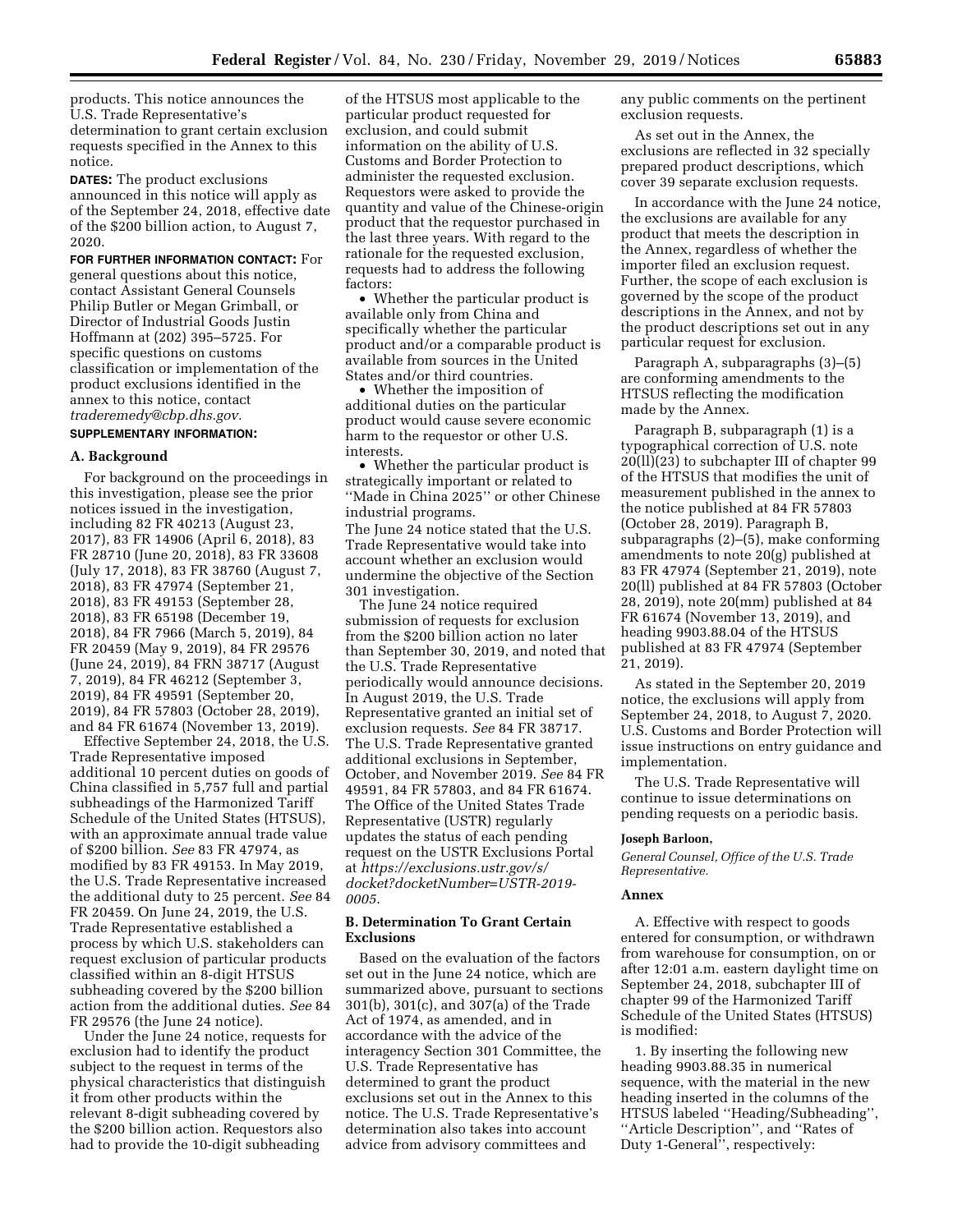products. This notice announces the U.S. Trade Representative's determination to grant certain exclusion requests specified in the Annex to this notice.

**DATES:** The product exclusions announced in this notice will apply as of the September 24, 2018, effective date of the $200 billion action, to August 7, 2020.

**FOR FURTHER INFORMATION CONTACT:** For general questions about this notice, contact Assistant General Counsels Philip Butler or Megan Grimball, or Director of Industrial Goods Justin Hoffmann at (202) 395–5725. For specific questions on customs classification or implementation of the product exclusions identified in the annex to this notice, contact *traderemedy@cbp.dhs.gov.*

**SUPPLEMENTARY INFORMATION:**

### A. Background

For background on the proceedings in this investigation, please see the prior notices issued in the investigation, including 82 FR 40213 (August 23, 2017), 83 FR 14906 (April 6, 2018), 83 FR 28710 (June 20, 2018), 83 FR 33608 (July 17, 2018), 83 FR 38760 (August 7, 2018), 83 FR 47974 (September 21, 2018), 83 FR 49153 (September 28, 2018), 83 FR 65198 (December 19, 2018), 84 FR 7966 (March 5, 2019), 84 FR 20459 (May 9, 2019), 84 FR 29576 (June 24, 2019), 84 FRN 38717 (August 7, 2019), 84 FR 46212 (September 3, 2019), 84 FR 49591 (September 20, 2019), 84 FR 57803 (October 28, 2019), and 84 FR 61674 (November 13, 2019).

Effective September 24, 2018, the U.S. Trade Representative imposed additional 10 percent duties on goods of China classified in 5,757 full and partial subheadings of the Harmonized Tariff Schedule of the United States (HTSUS), with an approximate annual trade value of $200 billion. *See* 83 FR 47974, as modified by 83 FR 49153. In May 2019, the U.S. Trade Representative increased the additional duty to 25 percent. *See* 84 FR 20459. On June 24, 2019, the U.S. Trade Representative established a process by which U.S. stakeholders can request exclusion of particular products classified within an 8-digit HTSUS subheading covered by the $200 billion action from the additional duties. *See* 84 FR 29576 (the June 24 notice).

Under the June 24 notice, requests for exclusion had to identify the product subject to the request in terms of the physical characteristics that distinguish it from other products within the relevant 8-digit subheading covered by the $200 billion action. Requestors also had to provide the 10-digit subheading of the HTSUS most applicable to the particular product requested for exclusion, and could submit information on the ability of U.S. Customs and Border Protection to administer the requested exclusion. Requestors were asked to provide the quantity and value of the Chinese-origin product that the requestor purchased in the last three years. With regard to the rationale for the requested exclusion, requests had to address the following factors:

- Whether the particular product is available only from China and specifically whether the particular product and/or a comparable product is available from sources in the United States and/or third countries.
- Whether the imposition of additional duties on the particular product would cause severe economic harm to the requestor or other U.S. interests.
- Whether the particular product is strategically important or related to ''Made in China 2025'' or other Chinese industrial programs.

The June 24 notice stated that the U.S. Trade Representative would take into account whether an exclusion would undermine the objective of the Section 301 investigation.

The June 24 notice required submission of requests for exclusion from the $200 billion action no later than September 30, 2019, and noted that the U.S. Trade Representative periodically would announce decisions. In August 2019, the U.S. Trade Representative granted an initial set of exclusion requests. *See* 84 FR 38717. The U.S. Trade Representative granted additional exclusions in September, October, and November 2019. *See* 84 FR 49591, 84 FR 57803, and 84 FR 61674. The Office of the United States Trade Representative (USTR) regularly updates the status of each pending request on the USTR Exclusions Portal at *https://exclusions.ustr.gov/s/docket?docketNumber=USTR-2019-0005.*

### B. Determination To Grant Certain Exclusions

Based on the evaluation of the factors set out in the June 24 notice, which are summarized above, pursuant to sections 301(b), 301(c), and 307(a) of the Trade Act of 1974, as amended, and in accordance with the advice of the interagency Section 301 Committee, the U.S. Trade Representative has determined to grant the product exclusions set out in the Annex to this notice. The U.S. Trade Representative's determination also takes into account advice from advisory committees and any public comments on the pertinent exclusion requests.

As set out in the Annex, the exclusions are reflected in 32 specially prepared product descriptions, which cover 39 separate exclusion requests.

In accordance with the June 24 notice, the exclusions are available for any product that meets the description in the Annex, regardless of whether the importer filed an exclusion request. Further, the scope of each exclusion is governed by the scope of the product descriptions in the Annex, and not by the product descriptions set out in any particular request for exclusion.

Paragraph A, subparagraphs (3)–(5) are conforming amendments to the HTSUS reflecting the modification made by the Annex.

Paragraph B, subparagraph (1) is a typographical correction of U.S. note 20(ll)(23) to subchapter III of chapter 99 of the HTSUS that modifies the unit of measurement published in the annex to the notice published at 84 FR 57803 (October 28, 2019). Paragraph B, subparagraphs (2)–(5), make conforming amendments to note 20(g) published at 83 FR 47974 (September 21, 2019), note 20(ll) published at 84 FR 57803 (October 28, 2019), note 20(mm) published at 84 FR 61674 (November 13, 2019), and heading 9903.88.04 of the HTSUS published at 83 FR 47974 (September 21, 2019).

As stated in the September 20, 2019 notice, the exclusions will apply from September 24, 2018, to August 7, 2020. U.S. Customs and Border Protection will issue instructions on entry guidance and implementation.

The U.S. Trade Representative will continue to issue determinations on pending requests on a periodic basis.

**Joseph Barloon,**

*General Counsel, Office of the U.S. Trade Representative.*

### Annex

A. Effective with respect to goods entered for consumption, or withdrawn from warehouse for consumption, on or after 12:01 a.m. eastern daylight time on September 24, 2018, subchapter III of chapter 99 of the Harmonized Tariff Schedule of the United States (HTSUS) is modified:

1. By inserting the following new heading 9903.88.35 in numerical sequence, with the material in the new heading inserted in the columns of the HTSUS labeled ''Heading/Subheading'', ''Article Description'', and ''Rates of Duty 1-General'', respectively: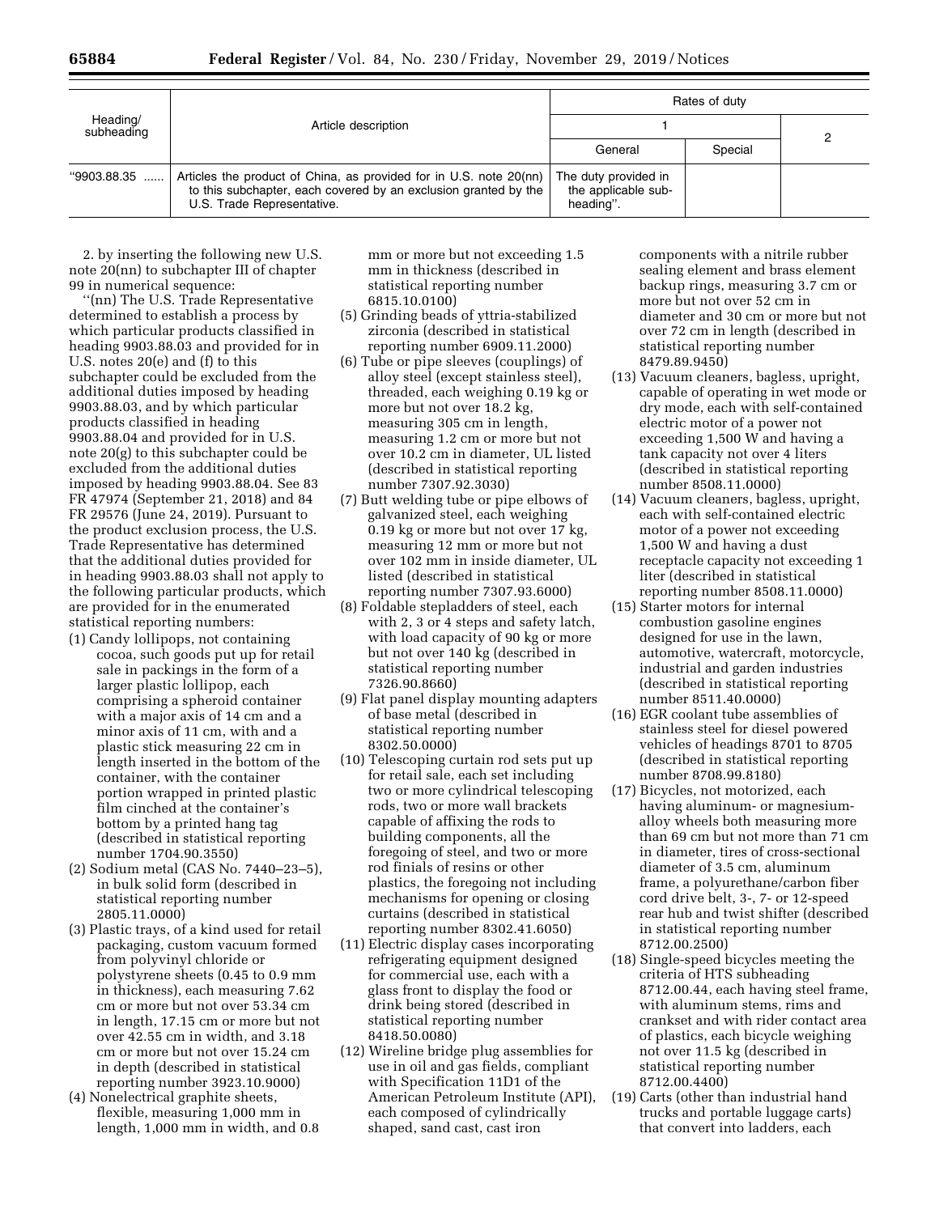| Heading/ subheading | Article description | Rates of duty | | |
|---|---|---|---|---|
| | | 1 | | 2 |
| | | General | Special | |
| "9903.88.35 ...... | Articles the product of China, as provided for in U.S. note 20(nn) to this subchapter, each covered by an exclusion granted by the U.S. Trade Representative. | The duty provided in the applicable sub- heading". | | |

2. by inserting the following new U.S. note 20(nn) to subchapter III of chapter 99 in numerical sequence:

"(nn) The U.S. Trade Representative determined to establish a process by which particular products classified in heading 9903.88.03 and provided for in U.S. notes 20(e) and (f) to this subchapter could be excluded from the additional duties imposed by heading 9903.88.03, and by which particular products classified in heading 9903.88.04 and provided for in U.S. note 20(g) to this subchapter could be excluded from the additional duties imposed by heading 9903.88.04. See 83 FR 47974 (September 21, 2018) and 84 FR 29576 (June 24, 2019). Pursuant to the product exclusion process, the U.S. Trade Representative has determined that the additional duties provided for in heading 9903.88.03 shall not apply to the following particular products, which are provided for in the enumerated statistical reporting numbers:

(1) Candy lollipops, not containing cocoa, such goods put up for retail sale in packings in the form of a larger plastic lollipop, each comprising a spheroid container with a major axis of 14 cm and a minor axis of 11 cm, with and a plastic stick measuring 22 cm in length inserted in the bottom of the container, with the container portion wrapped in printed plastic film cinched at the container's bottom by a printed hang tag (described in statistical reporting number 1704.90.3550)
(2) Sodium metal (CAS No. 7440–23–5), in bulk solid form (described in statistical reporting number 2805.11.0000)
(3) Plastic trays, of a kind used for retail packaging, custom vacuum formed from polyvinyl chloride or polystyrene sheets (0.45 to 0.9 mm in thickness), each measuring 7.62 cm or more but not over 53.34 cm in length, 17.15 cm or more but not over 42.55 cm in width, and 3.18 cm or more but not over 15.24 cm in depth (described in statistical reporting number 3923.10.9000)
(4) Nonelectrical graphite sheets, flexible, measuring 1,000 mm in length, 1,000 mm in width, and 0.8 mm or more but not exceeding 1.5 mm in thickness (described in statistical reporting number 6815.10.0100)
(5) Grinding beads of yttria-stabilized zirconia (described in statistical reporting number 6909.11.2000)
(6) Tube or pipe sleeves (couplings) of alloy steel (except stainless steel), threaded, each weighing 0.19 kg or more but not over 18.2 kg, measuring 305 cm in length, measuring 1.2 cm or more but not over 10.2 cm in diameter, UL listed (described in statistical reporting number 7307.92.3030)
(7) Butt welding tube or pipe elbows of galvanized steel, each weighing 0.19 kg or more but not over 17 kg, measuring 12 mm or more but not over 102 mm in inside diameter, UL listed (described in statistical reporting number 7307.93.6000)
(8) Foldable stepladders of steel, each with 2, 3 or 4 steps and safety latch, with load capacity of 90 kg or more but not over 140 kg (described in statistical reporting number 7326.90.8660)
(9) Flat panel display mounting adapters of base metal (described in statistical reporting number 8302.50.0000)
(10) Telescoping curtain rod sets put up for retail sale, each set including two or more cylindrical telescoping rods, two or more wall brackets capable of affixing the rods to building components, all the foregoing of steel, and two or more rod finials of resins or other plastics, the foregoing not including mechanisms for opening or closing curtains (described in statistical reporting number 8302.41.6050)
(11) Electric display cases incorporating refrigerating equipment designed for commercial use, each with a glass front to display the food or drink being stored (described in statistical reporting number 8418.50.0080)
(12) Wireline bridge plug assemblies for use in oil and gas fields, compliant with Specification 11D1 of the American Petroleum Institute (API), each composed of cylindrically shaped, sand cast, cast iron components with a nitrile rubber sealing element and brass element backup rings, measuring 3.7 cm or more but not over 52 cm in diameter and 30 cm or more but not over 72 cm in length (described in statistical reporting number 8479.89.9450)
(13) Vacuum cleaners, bagless, upright, capable of operating in wet mode or dry mode, each with self-contained electric motor of a power not exceeding 1,500 W and having a tank capacity not over 4 liters (described in statistical reporting number 8508.11.0000)
(14) Vacuum cleaners, bagless, upright, each with self-contained electric motor of a power not exceeding 1,500 W and having a dust receptacle capacity not exceeding 1 liter (described in statistical reporting number 8508.11.0000)
(15) Starter motors for internal combustion gasoline engines designed for use in the lawn, automotive, watercraft, motorcycle, industrial and garden industries (described in statistical reporting number 8511.40.0000)
(16) EGR coolant tube assemblies of stainless steel for diesel powered vehicles of headings 8701 to 8705 (described in statistical reporting number 8708.99.8180)
(17) Bicycles, not motorized, each having aluminum- or magnesium-alloy wheels both measuring more than 69 cm but not more than 71 cm in diameter, tires of cross-sectional diameter of 3.5 cm, aluminum frame, a polyurethane/carbon fiber cord drive belt, 3-, 7- or 12-speed rear hub and twist shifter (described in statistical reporting number 8712.00.2500)
(18) Single-speed bicycles meeting the criteria of HTS subheading 8712.00.44, each having steel frame, with aluminum stems, rims and crankset and with rider contact area of plastics, each bicycle weighing not over 11.5 kg (described in statistical reporting number 8712.00.4400)
(19) Carts (other than industrial hand trucks and portable luggage carts) that convert into ladders, each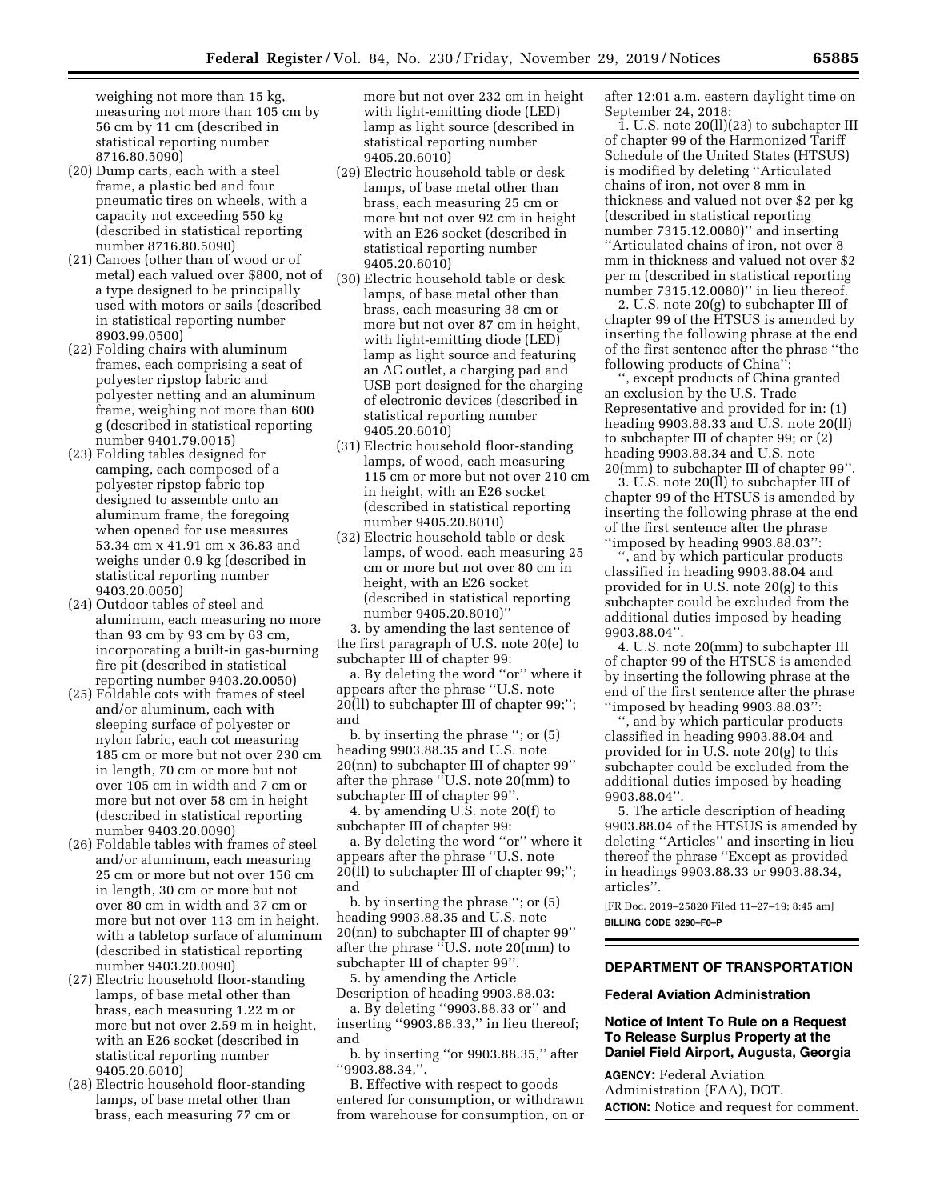weighing not more than 15 kg, measuring not more than 105 cm by 56 cm by 11 cm (described in statistical reporting number 8716.80.5090)

(20) Dump carts, each with a steel frame, a plastic bed and four pneumatic tires on wheels, with a capacity not exceeding 550 kg (described in statistical reporting number 8716.80.5090)

(21) Canoes (other than of wood or of metal) each valued over $800, not of a type designed to be principally used with motors or sails (described in statistical reporting number 8903.99.0500)

(22) Folding chairs with aluminum frames, each comprising a seat of polyester ripstop fabric and polyester netting and an aluminum frame, weighing not more than 600 g (described in statistical reporting number 9401.79.0015)

(23) Folding tables designed for camping, each composed of a polyester ripstop fabric top designed to assemble onto an aluminum frame, the foregoing when opened for use measures 53.34 cm x 41.91 cm x 36.83 and weighs under 0.9 kg (described in statistical reporting number 9403.20.0050)

(24) Outdoor tables of steel and aluminum, each measuring no more than 93 cm by 93 cm by 63 cm, incorporating a built-in gas-burning fire pit (described in statistical reporting number 9403.20.0050)

(25) Foldable cots with frames of steel and/or aluminum, each with sleeping surface of polyester or nylon fabric, each cot measuring 185 cm or more but not over 230 cm in length, 70 cm or more but not over 105 cm in width and 7 cm or more but not over 58 cm in height (described in statistical reporting number 9403.20.0090)

(26) Foldable tables with frames of steel and/or aluminum, each measuring 25 cm or more but not over 156 cm in length, 30 cm or more but not over 80 cm in width and 37 cm or more but not over 113 cm in height, with a tabletop surface of aluminum (described in statistical reporting number 9403.20.0090)

(27) Electric household floor-standing lamps, of base metal other than brass, each measuring 1.22 m or more but not over 2.59 m in height, with an E26 socket (described in statistical reporting number 9405.20.6010)

(28) Electric household floor-standing lamps, of base metal other than brass, each measuring 77 cm or more but not over 232 cm in height with light-emitting diode (LED) lamp as light source (described in statistical reporting number 9405.20.6010)

(29) Electric household table or desk lamps, of base metal other than brass, each measuring 25 cm or more but not over 92 cm in height with an E26 socket (described in statistical reporting number 9405.20.6010)

(30) Electric household table or desk lamps, of base metal other than brass, each measuring 38 cm or more but not over 87 cm in height, with light-emitting diode (LED) lamp as light source and featuring an AC outlet, a charging pad and USB port designed for the charging of electronic devices (described in statistical reporting number 9405.20.6010)

(31) Electric household floor-standing lamps, of wood, each measuring 115 cm or more but not over 210 cm in height, with an E26 socket (described in statistical reporting number 9405.20.8010)

(32) Electric household table or desk lamps, of wood, each measuring 25 cm or more but not over 80 cm in height, with an E26 socket (described in statistical reporting number 9405.20.8010)''

3. by amending the last sentence of the first paragraph of U.S. note 20(e) to subchapter III of chapter 99:

a. By deleting the word ''or'' where it appears after the phrase ''U.S. note 20(ll) to subchapter III of chapter 99;''; and

b. by inserting the phrase ''; or (5) heading 9903.88.35 and U.S. note 20(nn) to subchapter III of chapter 99'' after the phrase ''U.S. note 20(mm) to subchapter III of chapter 99''.

4. by amending U.S. note 20(f) to subchapter III of chapter 99:

a. By deleting the word ''or'' where it appears after the phrase ''U.S. note 20(ll) to subchapter III of chapter 99;''; and

b. by inserting the phrase ''; or (5) heading 9903.88.35 and U.S. note 20(nn) to subchapter III of chapter 99'' after the phrase ''U.S. note 20(mm) to subchapter III of chapter 99''.

5. by amending the Article Description of heading 9903.88.03:

a. By deleting ''9903.88.33 or'' and inserting ''9903.88.33,'' in lieu thereof; and

b. by inserting ''or 9903.88.35,'' after ''9903.88.34,''.

B. Effective with respect to goods entered for consumption, or withdrawn from warehouse for consumption, on or after 12:01 a.m. eastern daylight time on September 24, 2018:

1. U.S. note 20(ll)(23) to subchapter III of chapter 99 of the Harmonized Tariff Schedule of the United States (HTSUS) is modified by deleting ''Articulated chains of iron, not over 8 mm in thickness and valued not over $2 per kg (described in statistical reporting number 7315.12.0080)'' and inserting ''Articulated chains of iron, not over 8 mm in thickness and valued not over $2 per m (described in statistical reporting number 7315.12.0080)'' in lieu thereof.

2. U.S. note 20(g) to subchapter III of chapter 99 of the HTSUS is amended by inserting the following phrase at the end of the first sentence after the phrase ''the following products of China'':

'', except products of China granted an exclusion by the U.S. Trade Representative and provided for in: (1) heading 9903.88.33 and U.S. note 20(ll) to subchapter III of chapter 99; or (2) heading 9903.88.34 and U.S. note 20(mm) to subchapter III of chapter 99''.

3. U.S. note 20(ll) to subchapter III of chapter 99 of the HTSUS is amended by inserting the following phrase at the end of the first sentence after the phrase ''imposed by heading 9903.88.03'':

'', and by which particular products classified in heading 9903.88.04 and provided for in U.S. note 20(g) to this subchapter could be excluded from the additional duties imposed by heading 9903.88.04''.

4. U.S. note 20(mm) to subchapter III of chapter 99 of the HTSUS is amended by inserting the following phrase at the end of the first sentence after the phrase ''imposed by heading 9903.88.03'':

'', and by which particular products classified in heading 9903.88.04 and provided for in U.S. note 20(g) to this subchapter could be excluded from the additional duties imposed by heading 9903.88.04''.

5. The article description of heading 9903.88.04 of the HTSUS is amended by deleting ''Articles'' and inserting in lieu thereof the phrase ''Except as provided in headings 9903.88.33 or 9903.88.34, articles''.

[FR Doc. 2019–25820 Filed 11–27–19; 8:45 am]

**BILLING CODE 3290–F0–P**

## DEPARTMENT OF TRANSPORTATION

### Federal Aviation Administration

### Notice of Intent To Rule on a Request To Release Surplus Property at the Daniel Field Airport, Augusta, Georgia

**AGENCY:** Federal Aviation Administration (FAA), DOT.

**ACTION:** Notice and request for comment.